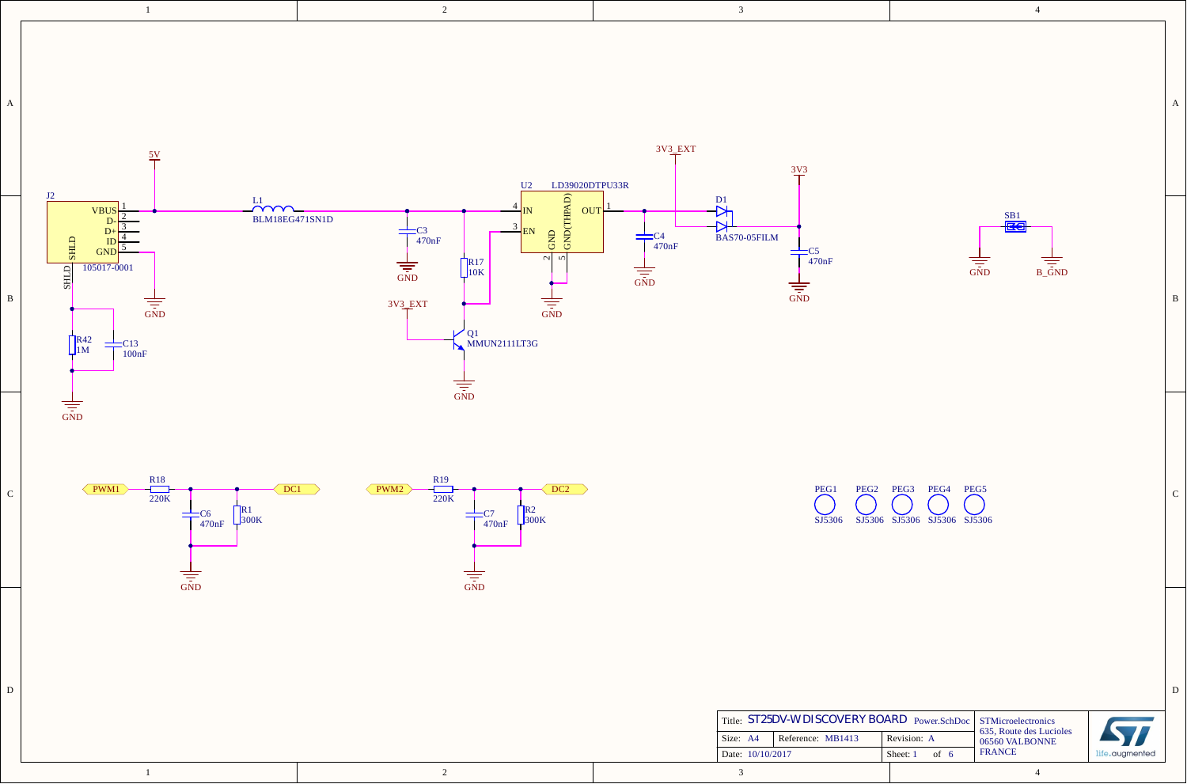J2
VBUS 1
D- 2
D+ 3
ID 4
GND 5
SHLD
SHLD
105017-0001

5V

L1
BLM18EG471SN1D

C3
470nF

GND

R17
10K

3V3_EXT

Q1
MMUN2111LT3G

GND

U2 LD39020DTPU33R
4 IN
3 EN
OUT 1
GND 2
GND(THPAD) 5

GND

C4
470nF

GND

3V3_EXT

D1
BAS70-05FILM

3V3

C5
470nF

GND

SB1

GND B_GND

R42
1M

C13
100nF

GND

GND

PWM1 — R18 220K — DC1
C6 470nF
R1 300K
GND

PWM2 — R19 220K — DC2
C7 470nF
R2 300K
GND

PEG1 SJ5306
PEG2 SJ5306
PEG3 SJ5306
PEG4 SJ5306
PEG5 SJ5306

| | | | |
|---|---|---|---|
| Title: ST25DV-W DISCOVERY BOARD Power.SchDoc | | | STMicroelectronics 635, Route des Lucioles 06560 VALBONNE FRANCE |
| Size: A4 | Reference: MB1413 | Revision: A | |
| Date: 10/10/2017 | | Sheet: 1 of 6 | |

life.augmented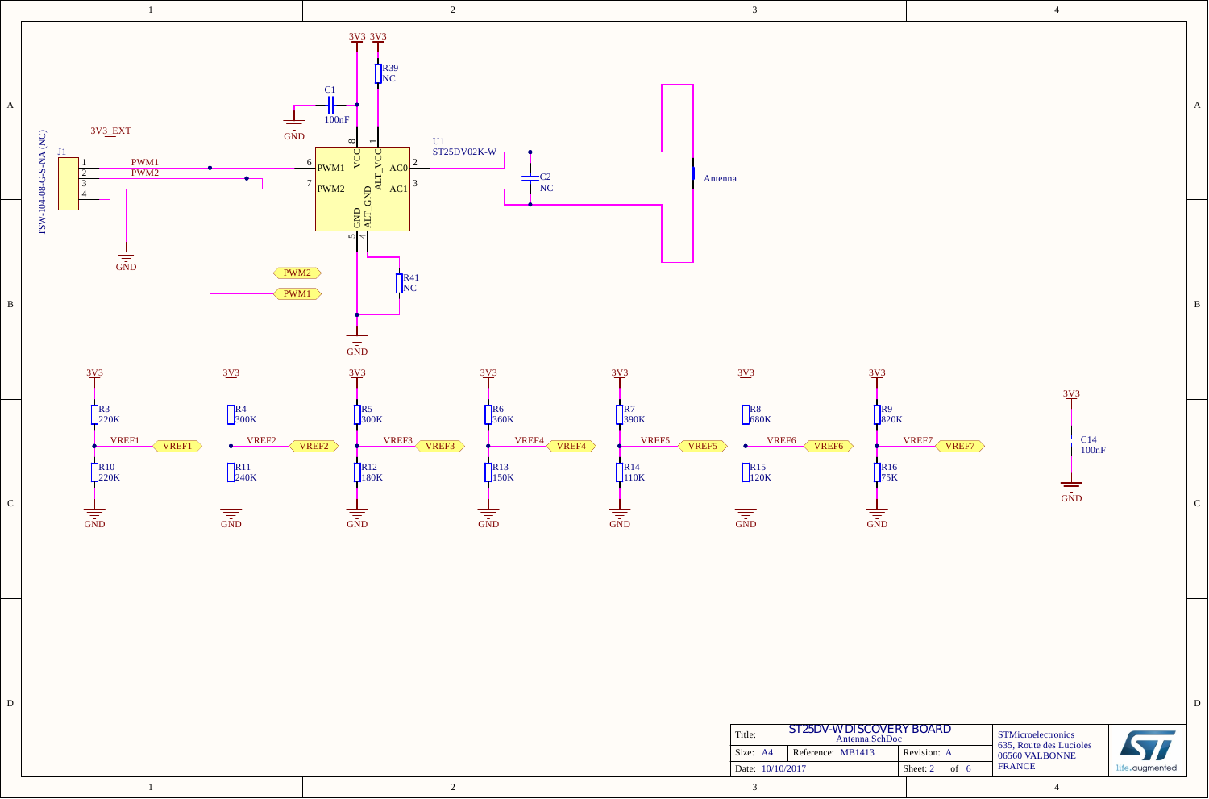3V3 3V3

R39
NC

C1
100nF

GND

3V3_EXT

J1
TSW-104-08-G-S-NA (NC)

1 PWM1
2 PWM2
3
4

GND

U1
ST25DV02K-W

| Pin | Name |
| --- | --- |
| 6 | PWM1 |
| 7 | PWM2 |
| 8 | VCC |
| 1 | ALT_VCC |
| 5 | GND |
| 4 | ALT_GND |
| 2 | AC0 |
| 3 | AC1 |

C2
NC

Antenna

PWM2
PWM1

R41
NC

GND

| Net | Upper resistor (to 3V3) | Lower resistor (to GND) |
| --- | --- | --- |
| VREF1 | R3 220K | R10 220K |
| VREF2 | R4 300K | R11 240K |
| VREF3 | R5 300K | R12 180K |
| VREF4 | R6 360K | R13 150K |
| VREF5 | R7 390K | R14 110K |
| VREF6 | R8 680K | R15 120K |
| VREF7 | R9 820K | R16 75K |

3V3
C14
100nF
GND

| | | | |
| --- | --- | --- | --- |
| Title: ST25DV-W DISCOVERY BOARD | | | STMicroelectronics |
| Antenna.SchDoc | | | 635, Route des Lucioles |
| Size: A4 | Reference: MB1413 | Revision: A | 06560 VALBONNE |
| Date: 10/10/2017 | | Sheet: 2 of 6 | FRANCE |

life.augmented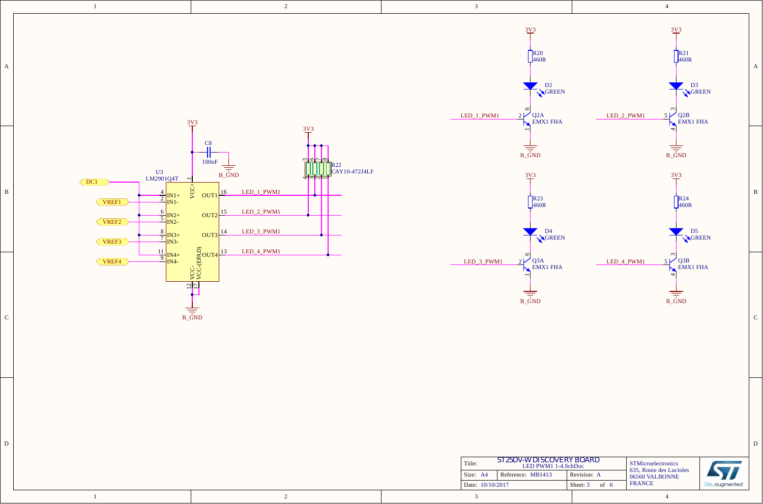**U3** LM2901Q4T

| Pin | Name | Net |
|---|---|---|
| 4 | IN1+ | DC1 |
| 2 | IN1- | VREF1 |
| 6 | IN2+ | DC1 |
| 5 | IN2- | VREF2 |
| 8 | IN3+ | DC1 |
| 7 | IN3- | VREF3 |
| 11 | IN4+ | DC1 |
| 9 | IN4- | VREF4 |
| 1 | VCC+ | 3V3 |
| 12 | VCC- | B_GND |
| 17 | VCC-(EPAD) | B_GND |
| 16 | OUT1 | LED_1_PWM1 |
| 15 | OUT2 | LED_2_PWM1 |
| 14 | OUT3 | LED_3_PWM1 |
| 13 | OUT4 | LED_4_PWM1 |

**C8** 100nF (3V3 – B_GND)

**R22** CAY10-472J4LF (pins 5, 6, 7, 8 to 3V3; pins 4, 3, 2, 1 to LED PWM nets)

| Circuit | Supply | Resistor | LED | Transistor | Base input | Emitter |
|---|---|---|---|---|---|---|
| 1 | 3V3 | R20 460R | D2 GREEN | Q2A EMX1 FHA (pins 2, 6, 1) | LED_1_PWM1 | B_GND |
| 2 | 3V3 | R21 460R | D3 GREEN | Q2B EMX1 FHA (pins 5, 3, 4) | LED_2_PWM1 | B_GND |
| 3 | 3V3 | R23 460R | D4 GREEN | Q3A EMX1 FHA (pins 2, 6, 1) | LED_3_PWM1 | B_GND |
| 4 | 3V3 | R24 460R | D5 GREEN | Q3B EMX1 FHA (pins 5, 3, 4) | LED_4_PWM1 | B_GND |

| | | | |
|---|---|---|---|
| Title: | ST25DV-W DISCOVERY BOARD | | STMicroelectronics<br>635, Route des Lucioles<br>06560 VALBONNE<br>FRANCE |
| | LED PWM1 1-4.SchDoc | | |
| Size: A4 | Reference: MB1413 | Revision: A | |
| Date: 10/10/2017 | | Sheet: 3 of 6 | |

life.augmented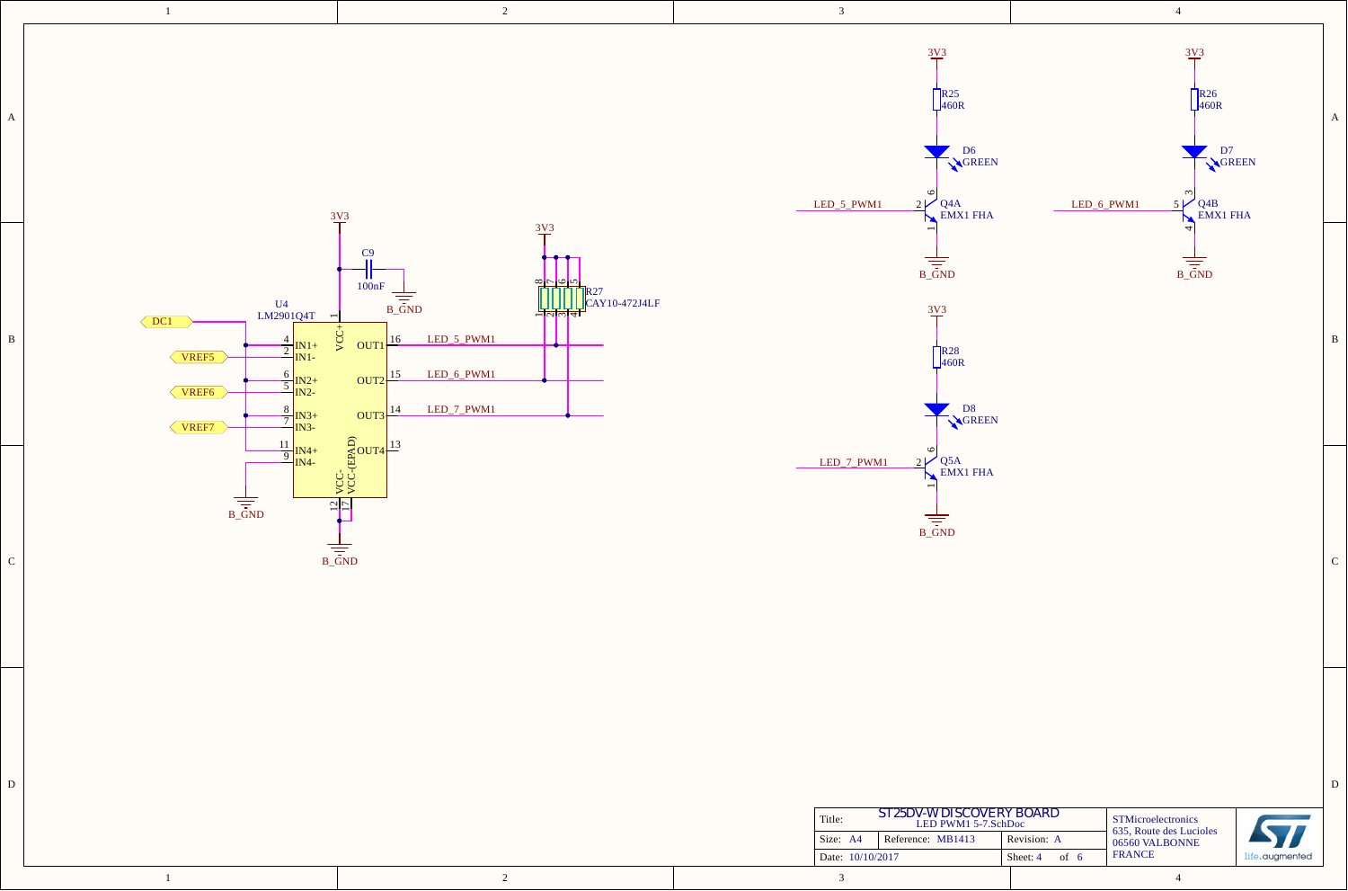3V3

C9
100nF

B_GND

U4
LM2901Q4T

| Pin | Name |
| --- | --- |
| 1 | VCC+ |
| 4 | IN1+ |
| 2 | IN1- |
| 6 | IN2+ |
| 5 | IN2- |
| 8 | IN3+ |
| 7 | IN3- |
| 11 | IN4+ |
| 9 | IN4- |
| 16 | OUT1 |
| 15 | OUT2 |
| 14 | OUT3 |
| 13 | OUT4 |
| 12 | VCC- |
| 17 | VCC-(EPAD) |

DC1
VREF5
VREF6
VREF7

B_GND

B_GND

3V3

R27
CAY10-472J4LF

LED_5_PWM1
LED_6_PWM1
LED_7_PWM1

3V3
R25
460R
D6
GREEN
LED_5_PWM1
Q4A
EMX1 FHA
B_GND

3V3
R26
460R
D7
GREEN
LED_6_PWM1
Q4B
EMX1 FHA
B_GND

3V3
R28
460R
D8
GREEN
LED_7_PWM1
Q5A
EMX1 FHA
B_GND

| Title: | ST25DV-W DISCOVERY BOARD<br>LED PWM1 5-7.SchDoc | | STMicroelectronics<br>635, Route des Lucioles<br>06560 VALBONNE<br>FRANCE |
| --- | --- | --- | --- |
| Size: A4 | Reference: MB1413 | Revision: A | |
| Date: 10/10/2017 | | Sheet: 4 of 6 | |

life.augmented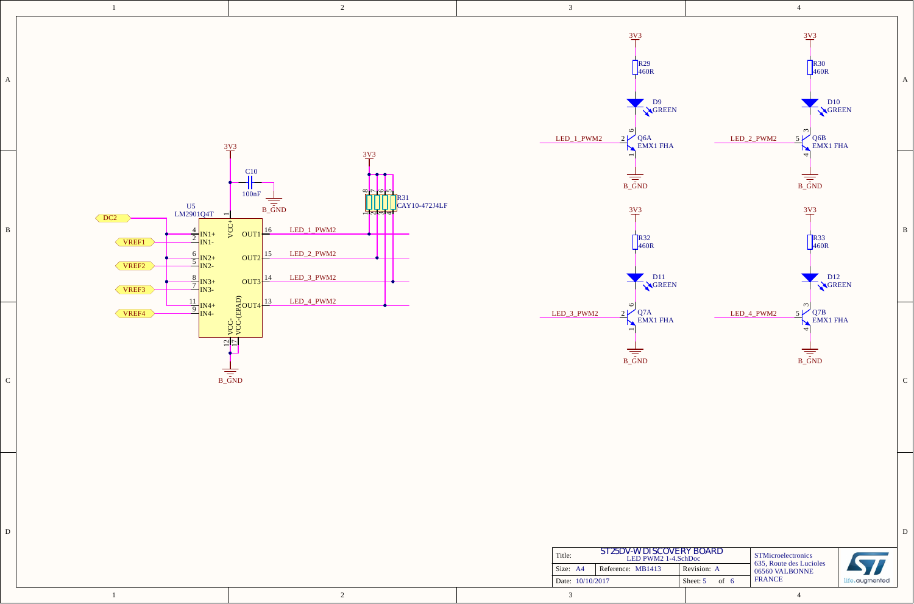3V3

C10
100nF

B_GND

U5
LM2901Q4T

| Pin | Name |
| --- | --- |
| 4 | IN1+ |
| 2 | IN1- |
| 6 | IN2+ |
| 5 | IN2- |
| 8 | IN3+ |
| 7 | IN3- |
| 11 | IN4+ |
| 9 | IN4- |
| 1 | VCC+ |
| 12 | VCC- |
| 17 | VCC-(EPAD) |
| 16 | OUT1 |
| 15 | OUT2 |
| 14 | OUT3 |
| 13 | OUT4 |

DC2
VREF1
VREF2
VREF3
VREF4

LED_1_PWM2
LED_2_PWM2
LED_3_PWM2
LED_4_PWM2

B_GND

3V3
R31
CAY10-472J4LF

| Designator | Value | Designator | Transistor | Pins |
| --- | --- | --- | --- | --- |
| R29 | 460R | D9 GREEN | Q6A EMX1 FHA | 2, 6, 1 |
| R30 | 460R | D10 GREEN | Q6B EMX1 FHA | 5, 3, 4 |
| R32 | 460R | D11 GREEN | Q7A EMX1 FHA | 2, 6, 1 |
| R33 | 460R | D12 GREEN | Q7B EMX1 FHA | 5, 3, 4 |

3V3
B_GND

| | | | |
| --- | --- | --- | --- |
| Title: | ST25DV-WDISCOVERY BOARD LED PWM2 1-4.SchDoc | | STMicroelectronics 635, Route des Lucioles 06560 VALBONNE FRANCE |
| Size: A4 | Reference: MB1413 | Revision: A | |
| Date: 10/10/2017 | | Sheet: 5 of 6 | |

life.augmented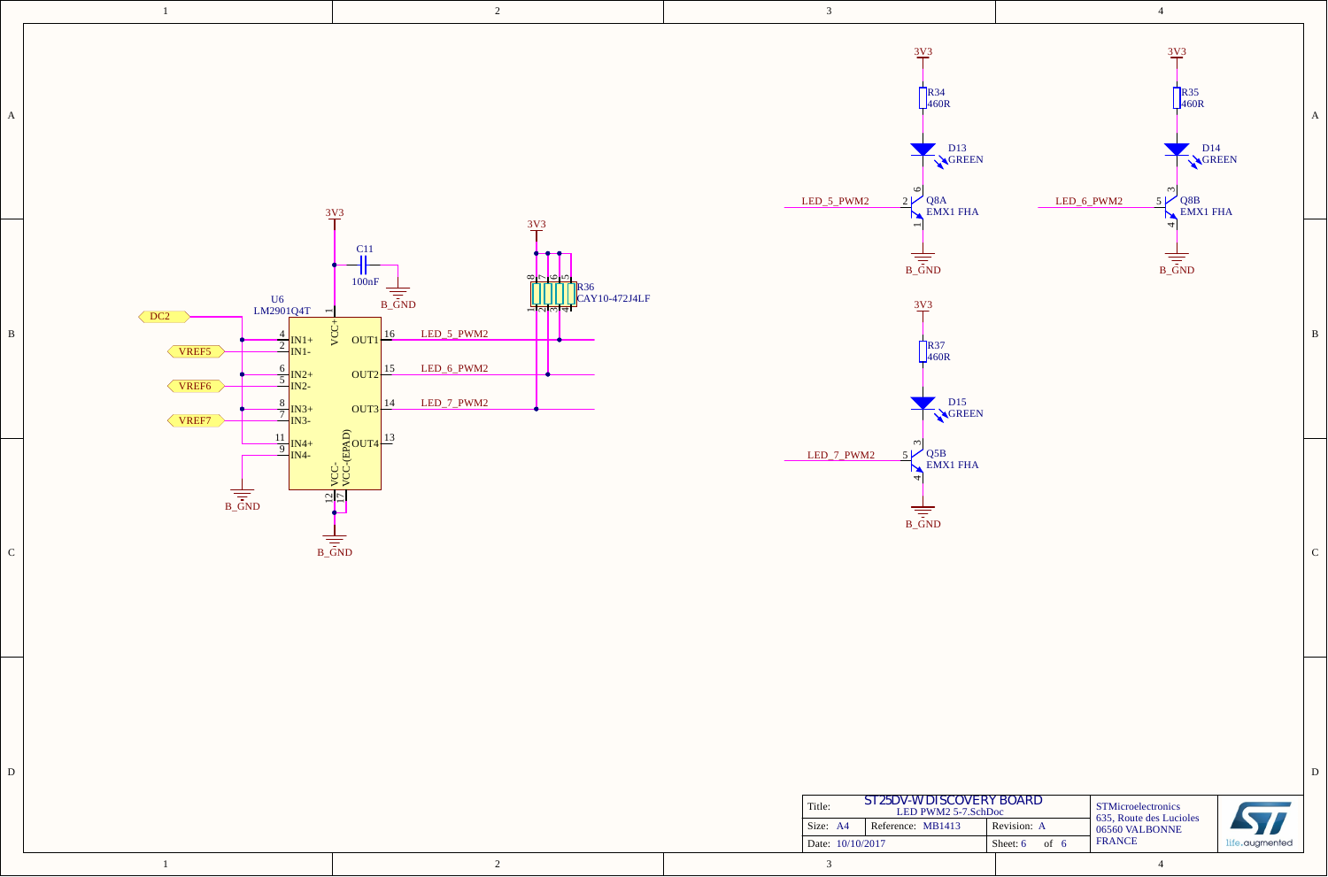3V3

R34
460R

D13
GREEN

LED_5_PWM2

Q8A
EMX1 FHA

B_GND

3V3

R35
460R

D14
GREEN

LED_6_PWM2

Q8B
EMX1 FHA

B_GND

3V3

C11
100nF

B_GND

U6
LM2901Q4T

DC2

VREF5

VREF6

VREF7

IN1+
IN1-
IN2+
IN2-
IN3+
IN3-
IN4+
IN4-

VCC+
VCC-
VCC-(EPAD)

OUT1
OUT2
OUT3
OUT4

B_GND

B_GND

3V3

R36
CAY10-472J4LF

LED_5_PWM2

LED_6_PWM2

LED_7_PWM2

3V3

R37
460R

D15
GREEN

LED_7_PWM2

Q5B
EMX1 FHA

B_GND

| | | | |
|---|---|---|---|
| Title: | ST25DV-W DISCOVERY BOARD<br>LED PWM2 5-7.SchDoc | | STMicroelectronics<br>635, Route des Lucioles<br>06560 VALBONNE<br>FRANCE |
| Size: A4 | Reference: MB1413 | Revision: A | |
| Date: 10/10/2017 | | Sheet: 6 of 6 | |

life.augmented